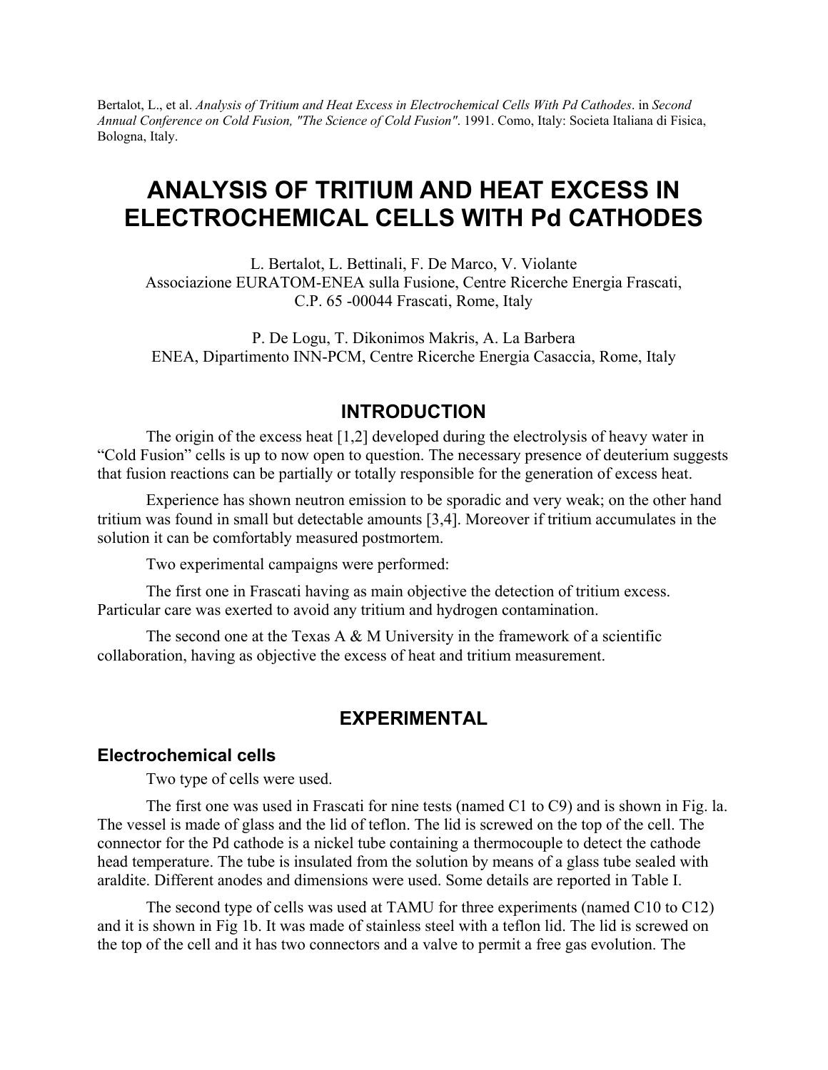Bertalot, L., et al. *Analysis of Tritium and Heat Excess in Electrochemical Cells With Pd Cathodes*. in *Second Annual Conference on Cold Fusion, "The Science of Cold Fusion"*. 1991. Como, Italy: Societa Italiana di Fisica, Bologna, Italy.

# ANALYSIS OF TRITIUM AND HEAT EXCESS IN ELECTROCHEMICAL CELLS WITH Pd CATHODES

L. Bertalot, L. Bettinali, F. De Marco, V. Violante
Associazione EURATOM-ENEA sulla Fusione, Centre Ricerche Energia Frascati, C.P. 65 -00044 Frascati, Rome, Italy

P. De Logu, T. Dikonimos Makris, A. La Barbera
ENEA, Dipartimento INN-PCM, Centre Ricerche Energia Casaccia, Rome, Italy

## INTRODUCTION

The origin of the excess heat [1,2] developed during the electrolysis of heavy water in "Cold Fusion" cells is up to now open to question. The necessary presence of deuterium suggests that fusion reactions can be partially or totally responsible for the generation of excess heat.

Experience has shown neutron emission to be sporadic and very weak; on the other hand tritium was found in small but detectable amounts [3,4]. Moreover if tritium accumulates in the solution it can be comfortably measured postmortem.

Two experimental campaigns were performed:

The first one in Frascati having as main objective the detection of tritium excess. Particular care was exerted to avoid any tritium and hydrogen contamination.

The second one at the Texas A & M University in the framework of a scientific collaboration, having as objective the excess of heat and tritium measurement.

## EXPERIMENTAL

### Electrochemical cells

Two type of cells were used.

The first one was used in Frascati for nine tests (named C1 to C9) and is shown in Fig. la. The vessel is made of glass and the lid of teflon. The lid is screwed on the top of the cell. The connector for the Pd cathode is a nickel tube containing a thermocouple to detect the cathode head temperature. The tube is insulated from the solution by means of a glass tube sealed with araldite. Different anodes and dimensions were used. Some details are reported in Table I.

The second type of cells was used at TAMU for three experiments (named C10 to C12) and it is shown in Fig 1b. It was made of stainless steel with a teflon lid. The lid is screwed on the top of the cell and it has two connectors and a valve to permit a free gas evolution. The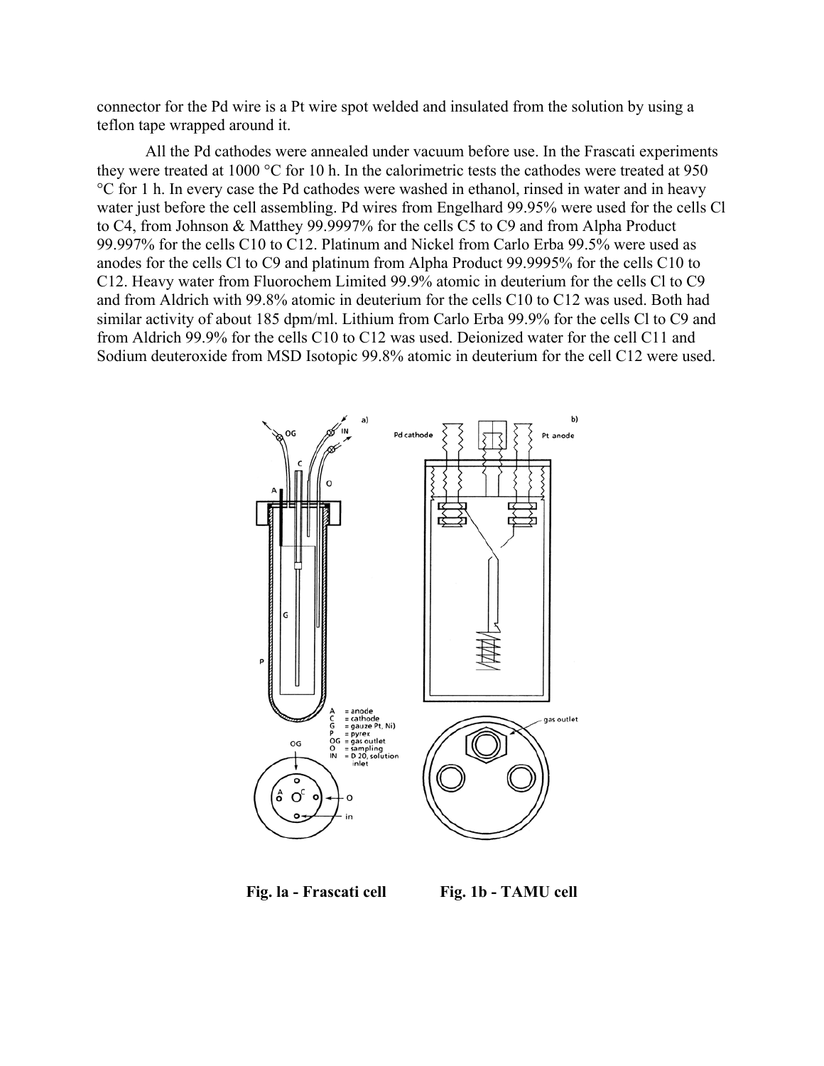connector for the Pd wire is a Pt wire spot welded and insulated from the solution by using a teflon tape wrapped around it.

All the Pd cathodes were annealed under vacuum before use. In the Frascati experiments they were treated at 1000 °C for 10 h. In the calorimetric tests the cathodes were treated at 950 °C for 1 h. In every case the Pd cathodes were washed in ethanol, rinsed in water and in heavy water just before the cell assembling. Pd wires from Engelhard 99.95% were used for the cells Cl to C4, from Johnson & Matthey 99.9997% for the cells C5 to C9 and from Alpha Product 99.997% for the cells C10 to C12. Platinum and Nickel from Carlo Erba 99.5% were used as anodes for the cells Cl to C9 and platinum from Alpha Product 99.9995% for the cells C10 to C12. Heavy water from Fluorochem Limited 99.9% atomic in deuterium for the cells Cl to C9 and from Aldrich with 99.8% atomic in deuterium for the cells C10 to C12 was used. Both had similar activity of about 185 dpm/ml. Lithium from Carlo Erba 99.9% for the cells Cl to C9 and from Aldrich 99.9% for the cells C10 to C12 was used. Deionized water for the cell C11 and Sodium deuteroxide from MSD Isotopic 99.8% atomic in deuterium for the cell C12 were used.

**Fig. la - Frascati cell** **Fig. 1b - TAMU cell**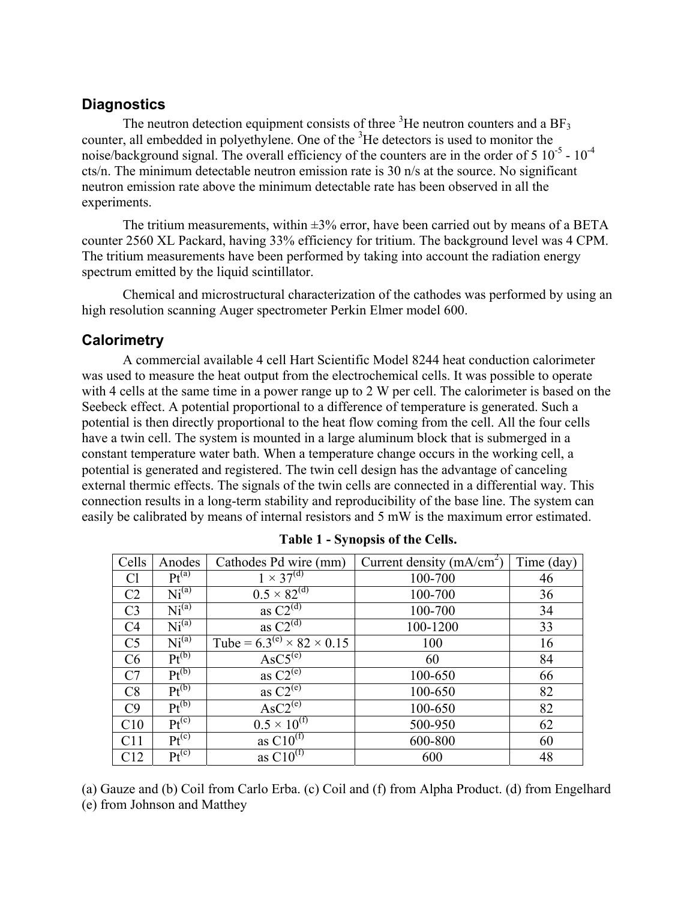## Diagnostics

The neutron detection equipment consists of three $^3$He neutron counters and a $BF_3$ counter, all embedded in polyethylene. One of the $^3$He detectors is used to monitor the noise/background signal. The overall efficiency of the counters are in the order of $5\ 10^{-5}$ - $10^{-4}$ cts/n. The minimum detectable neutron emission rate is 30 n/s at the source. No significant neutron emission rate above the minimum detectable rate has been observed in all the experiments.

The tritium measurements, within ±3% error, have been carried out by means of a BETA counter 2560 XL Packard, having 33% efficiency for tritium. The background level was 4 CPM. The tritium measurements have been performed by taking into account the radiation energy spectrum emitted by the liquid scintillator.

Chemical and microstructural characterization of the cathodes was performed by using an high resolution scanning Auger spectrometer Perkin Elmer model 600.

## Calorimetry

A commercial available 4 cell Hart Scientific Model 8244 heat conduction calorimeter was used to measure the heat output from the electrochemical cells. It was possible to operate with 4 cells at the same time in a power range up to 2 W per cell. The calorimeter is based on the Seebeck effect. A potential proportional to a difference of temperature is generated. Such a potential is then directly proportional to the heat flow coming from the cell. All the four cells have a twin cell. The system is mounted in a large aluminum block that is submerged in a constant temperature water bath. When a temperature change occurs in the working cell, a potential is generated and registered. The twin cell design has the advantage of canceling external thermic effects. The signals of the twin cells are connected in a differential way. This connection results in a long-term stability and reproducibility of the base line. The system can easily be calibrated by means of internal resistors and 5 mW is the maximum error estimated.

**Table 1 - Synopsis of the Cells.**

| Cells | Anodes | Cathodes Pd wire (mm) | Current density (mA/cm$^2$) | Time (day) |
|---|---|---|---|---|
| Cl | Pt[(a)] | 1 × 37[(d)] | 100-700 | 46 |
| C2 | Ni[(a)] | 0.5 × 82[(d)] | 100-700 | 36 |
| C3 | Ni[(a)] | as C2[(d)] | 100-700 | 34 |
| C4 | Ni[(a)] | as C2[(d)] | 100-1200 | 33 |
| C5 | Ni[(a)] | Tube = 6.3[(e)] × 82 × 0.15 | 100 | 16 |
| C6 | Pt[(b)] | AsC5[(e)] | 60 | 84 |
| C7 | Pt[(b)] | as C2[(e)] | 100-650 | 66 |
| C8 | Pt[(b)] | as C2[(e)] | 100-650 | 82 |
| C9 | Pt[(b)] | AsC2[(e)] | 100-650 | 82 |
| C10 | Pt[(c)] | 0.5 × 10[(f)] | 500-950 | 62 |
| C11 | Pt[(c)] | as C10[(f)] | 600-800 | 60 |
| C12 | Pt[(c)] | as C10[(f)] | 600 | 48 |

(a) Gauze and (b) Coil from Carlo Erba. (c) Coil and (f) from Alpha Product. (d) from Engelhard (e) from Johnson and Matthey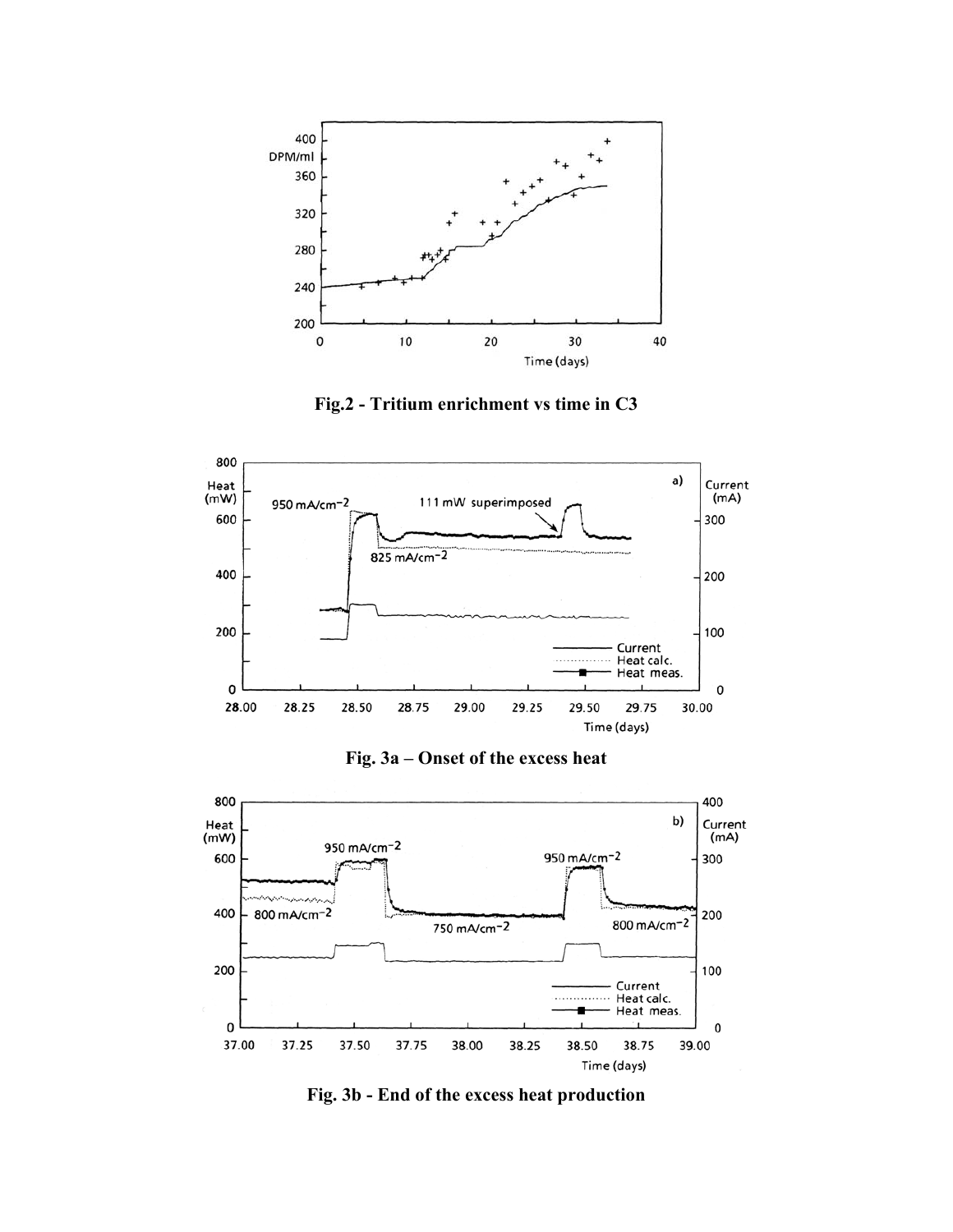**Fig.2 - Tritium enrichment vs time in C3**

**Fig. 3a – Onset of the excess heat**

**Fig. 3b - End of the excess heat production**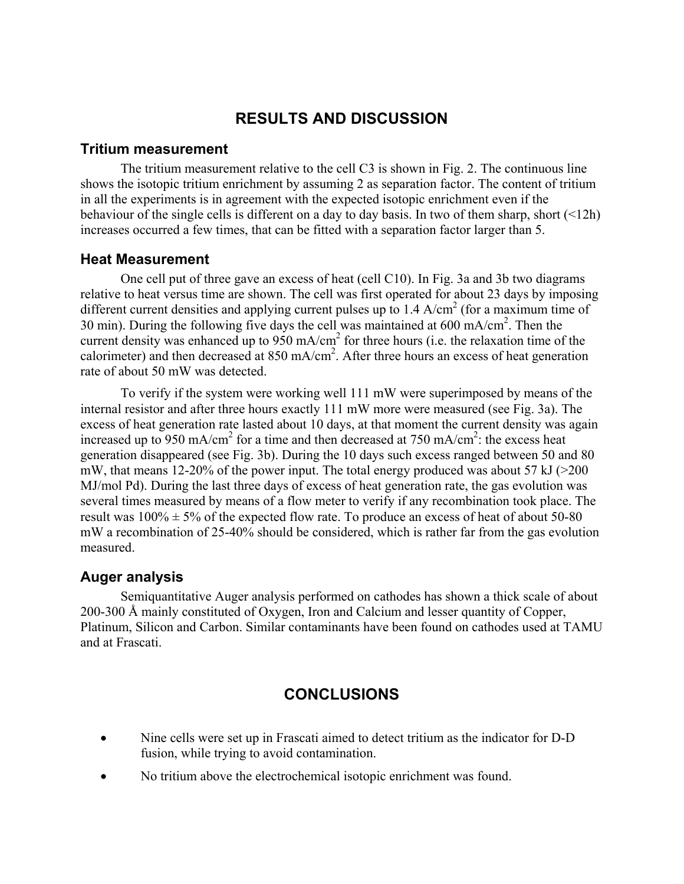# RESULTS AND DISCUSSION

## Tritium measurement

The tritium measurement relative to the cell C3 is shown in Fig. 2. The continuous line shows the isotopic tritium enrichment by assuming 2 as separation factor. The content of tritium in all the experiments is in agreement with the expected isotopic enrichment even if the behaviour of the single cells is different on a day to day basis. In two of them sharp, short (<12h) increases occurred a few times, that can be fitted with a separation factor larger than 5.

## Heat Measurement

One cell put of three gave an excess of heat (cell C10). In Fig. 3a and 3b two diagrams relative to heat versus time are shown. The cell was first operated for about 23 days by imposing different current densities and applying current pulses up to 1.4 A/cm$^2$ (for a maximum time of 30 min). During the following five days the cell was maintained at 600 mA/cm$^2$. Then the current density was enhanced up to 950 mA/cm$^2$ for three hours (i.e. the relaxation time of the calorimeter) and then decreased at 850 mA/cm$^2$. After three hours an excess of heat generation rate of about 50 mW was detected.

To verify if the system were working well 111 mW were superimposed by means of the internal resistor and after three hours exactly 111 mW more were measured (see Fig. 3a). The excess of heat generation rate lasted about 10 days, at that moment the current density was again increased up to 950 mA/cm$^2$ for a time and then decreased at 750 mA/cm$^2$: the excess heat generation disappeared (see Fig. 3b). During the 10 days such excess ranged between 50 and 80 mW, that means 12-20% of the power input. The total energy produced was about 57 kJ (>200 MJ/mol Pd). During the last three days of excess of heat generation rate, the gas evolution was several times measured by means of a flow meter to verify if any recombination took place. The result was 100% ± 5% of the expected flow rate. To produce an excess of heat of about 50-80 mW a recombination of 25-40% should be considered, which is rather far from the gas evolution measured.

## Auger analysis

Semiquantitative Auger analysis performed on cathodes has shown a thick scale of about 200-300 Å mainly constituted of Oxygen, Iron and Calcium and lesser quantity of Copper, Platinum, Silicon and Carbon. Similar contaminants have been found on cathodes used at TAMU and at Frascati.

# CONCLUSIONS

- Nine cells were set up in Frascati aimed to detect tritium as the indicator for D-D fusion, while trying to avoid contamination.
- No tritium above the electrochemical isotopic enrichment was found.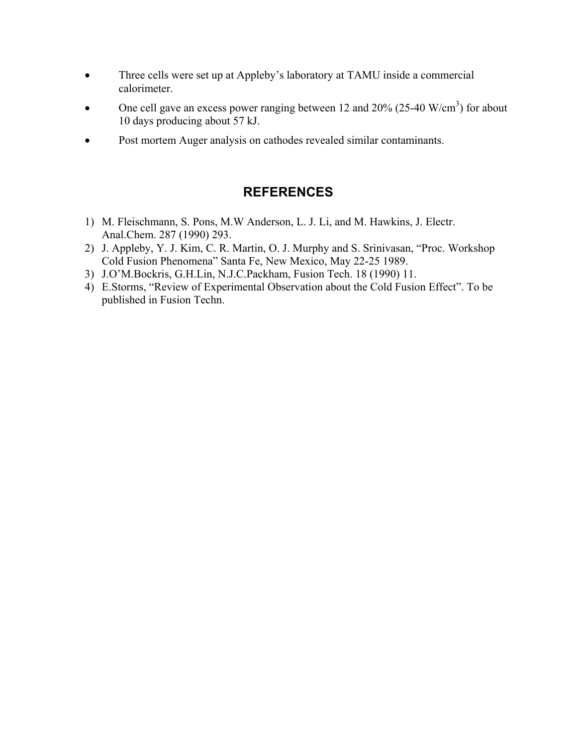- Three cells were set up at Appleby's laboratory at TAMU inside a commercial calorimeter.
- One cell gave an excess power ranging between 12 and 20% (25-40 $W/cm^3$) for about 10 days producing about 57 kJ.
- Post mortem Auger analysis on cathodes revealed similar contaminants.

## REFERENCES

1) M. Fleischmann, S. Pons, M.W Anderson, L. J. Li, and M. Hawkins, J. Electr. Anal.Chem. 287 (1990) 293.
2) J. Appleby, Y. J. Kim, C. R. Martin, O. J. Murphy and S. Srinivasan, "Proc. Workshop Cold Fusion Phenomena" Santa Fe, New Mexico, May 22-25 1989.
3) J.O'M.Bockris, G.H.Lin, N.J.C.Packham, Fusion Tech. 18 (1990) 11.
4) E.Storms, "Review of Experimental Observation about the Cold Fusion Effect". To be published in Fusion Techn.